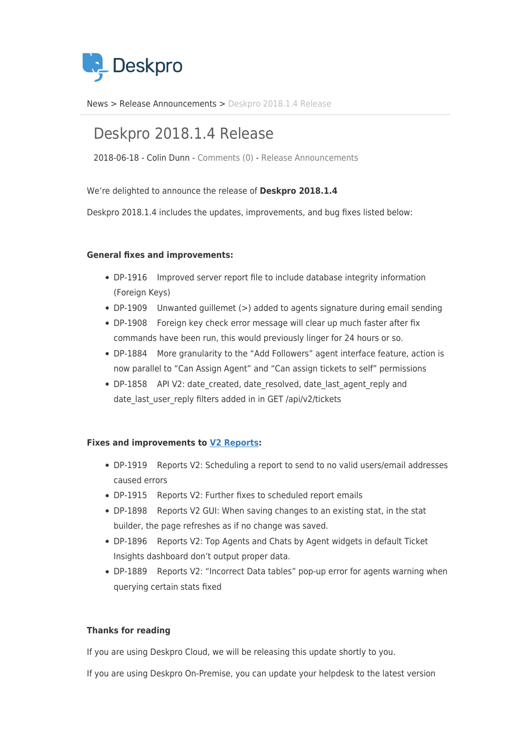Deskpro

News > Release Announcements > Deskpro 2018.1.4 Release

# Deskpro 2018.1.4 Release

2018-06-18 - Colin Dunn - Comments (0) - Release Announcements

We're delighted to announce the release of **Deskpro 2018.1.4**

Deskpro 2018.1.4 includes the updates, improvements, and bug fixes listed below:

**General fixes and improvements:**

- DP-1916 Improved server report file to include database integrity information (Foreign Keys)
- DP-1909 Unwanted guillemet (>) added to agents signature during email sending
- DP-1908 Foreign key check error message will clear up much faster after fix commands have been run, this would previously linger for 24 hours or so.
- DP-1884 More granularity to the "Add Followers" agent interface feature, action is now parallel to "Can Assign Agent" and "Can assign tickets to self" permissions
- DP-1858 API V2: date_created, date_resolved, date_last_agent_reply and date_last_user_reply filters added in in GET /api/v2/tickets

**Fixes and improvements to V2 Reports:**

- DP-1919 Reports V2: Scheduling a report to send to no valid users/email addresses caused errors
- DP-1915 Reports V2: Further fixes to scheduled report emails
- DP-1898 Reports V2 GUI: When saving changes to an existing stat, in the stat builder, the page refreshes as if no change was saved.
- DP-1896 Reports V2: Top Agents and Chats by Agent widgets in default Ticket Insights dashboard don't output proper data.
- DP-1889 Reports V2: "Incorrect Data tables" pop-up error for agents warning when querying certain stats fixed

**Thanks for reading**

If you are using Deskpro Cloud, we will be releasing this update shortly to you.

If you are using Deskpro On-Premise, you can update your helpdesk to the latest version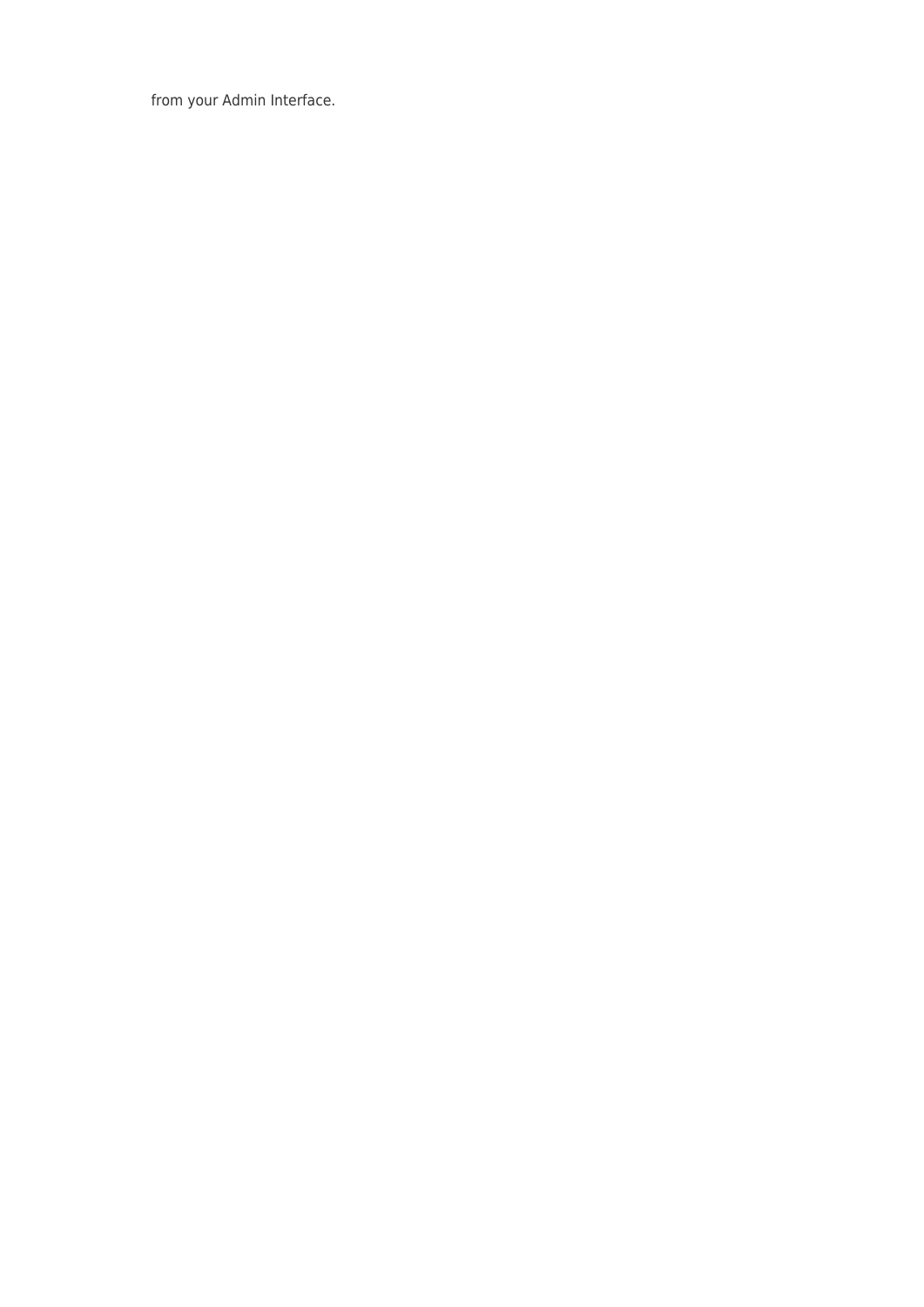from your Admin Interface.